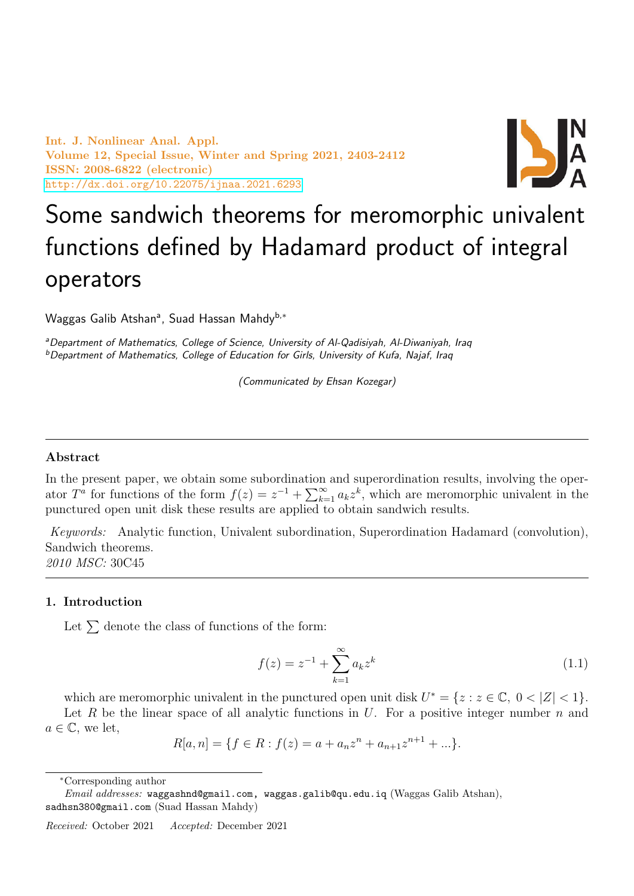Int. J. Nonlinear Anal. Appl.
Volume 12, Special Issue, Winter and Spring 2021, 2403-2412
ISSN: 2008-6822 (electronic)
http://dx.doi.org/10.22075/ijnaa.2021.6293

# Some sandwich theorems for meromorphic univalent functions defined by Hadamard product of integral operators

Waggas Galib Atshan[a], Suad Hassan Mahdy[b,*]

[a]Department of Mathematics, College of Science, University of Al-Qadisiyah, Al-Diwaniyah, Iraq
[b]Department of Mathematics, College of Education for Girls, University of Kufa, Najaf, Iraq

(Communicated by Ehsan Kozegar)

---

### Abstract

In the present paper, we obtain some subordination and superordination results, involving the operator $T^a$ for functions of the form $f(z) = z^{-1} + \sum_{k=1}^{\infty} a_k z^k$, which are meromorphic univalent in the punctured open unit disk these results are applied to obtain sandwich results.

*Keywords:* Analytic function, Univalent subordination, Superordination Hadamard (convolution), Sandwich theorems.
*2010 MSC:* 30C45

---

## 1. Introduction

Let $\sum$ denote the class of functions of the form:

$$f(z) = z^{-1} + \sum_{k=1}^{\infty} a_k z^k \tag{1.1}$$

which are meromorphic univalent in the punctured open unit disk $U^* = \{z : z \in \mathbb{C},\ 0 < |Z| < 1\}$.

Let $R$ be the linear space of all analytic functions in $U$. For a positive integer number $n$ and $a \in \mathbb{C}$, we let,

$$R[a, n] = \{f \in R : f(z) = a + a_n z^n + a_{n+1} z^{n+1} + \ldots\}.$$

*Corresponding author
*Email addresses:* waggashnd@gmail.com, waggas.galib@qu.edu.iq (Waggas Galib Atshan), sadhsn380@gmail.com (Suad Hassan Mahdy)

*Received:* October 2021 *Accepted:* December 2021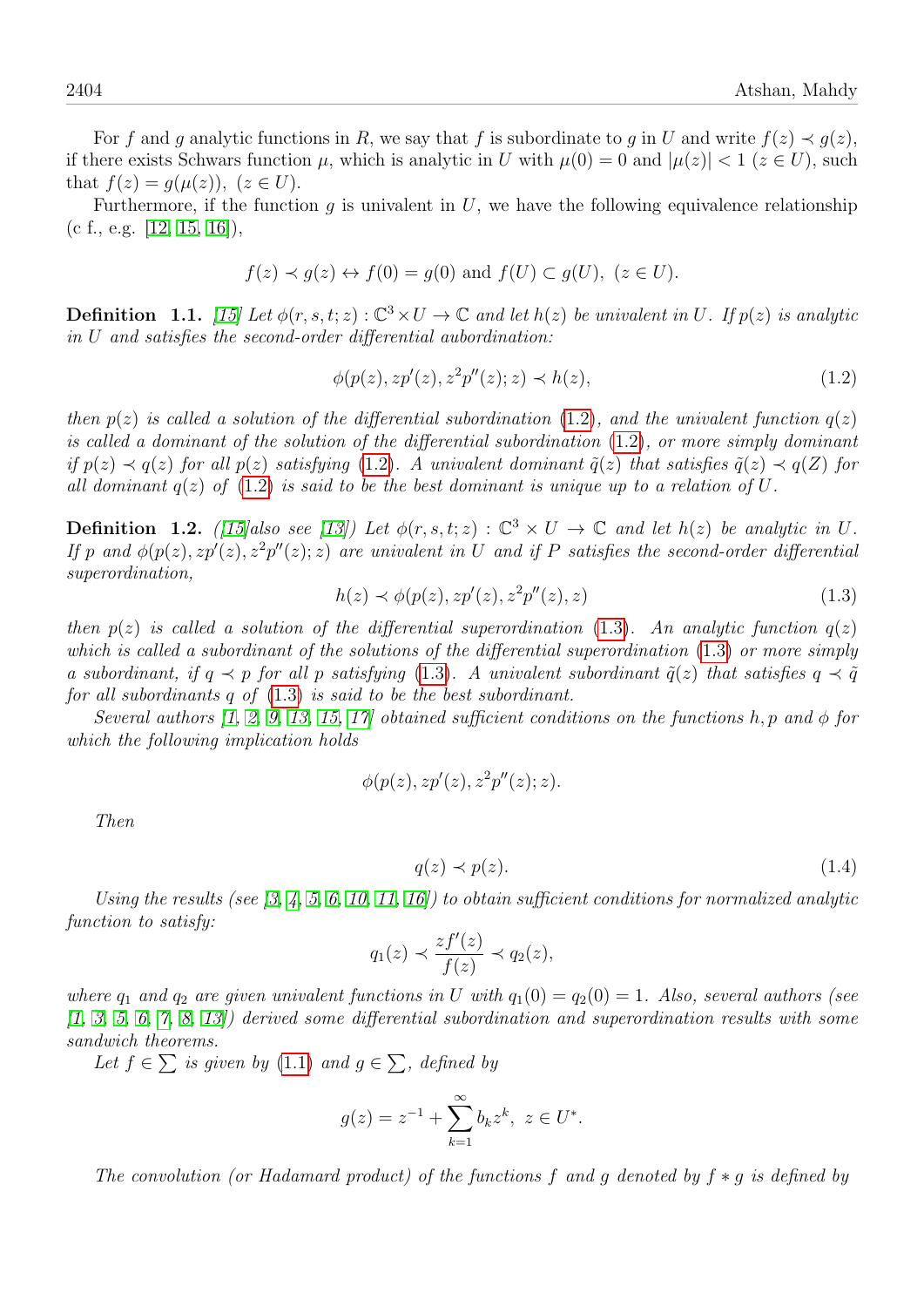For $f$ and $g$ analytic functions in $R$, we say that $f$ is subordinate to $g$ in $U$ and write $f(z) \prec g(z)$, if there exists Schwars function $\mu$, which is analytic in $U$ with $\mu(0) = 0$ and $|\mu(z)| < 1$ $(z \in U)$, such that $f(z) = g(\mu(z))$, $(z \in U)$.

Furthermore, if the function $g$ is univalent in $U$, we have the following equivalence relationship (c f., e.g. [12, 15, 16]),

$$f(z) \prec g(z) \leftrightarrow f(0) = g(0) \text{ and } f(U) \subset g(U),\ (z \in U).$$

**Definition 1.1.** *[15] Let $\phi(r, s, t; z) : \mathbb{C}^3 \times U \to \mathbb{C}$ and let $h(z)$ be univalent in $U$. If $p(z)$ is analytic in $U$ and satisfies the second-order differential aubordination:*

$$\phi(p(z), zp'(z), z^2p''(z); z) \prec h(z), \tag{1.2}$$

*then $p(z)$ is called a solution of the differential subordination (1.2), and the univalent function $q(z)$ is called a dominant of the solution of the differential subordination (1.2), or more simply dominant if $p(z) \prec q(z)$ for all $p(z)$ satisfying (1.2). A univalent dominant $\tilde{q}(z)$ that satisfies $\tilde{q}(z) \prec q(Z)$ for all dominant $q(z)$ of (1.2) is said to be the best dominant is unique up to a relation of $U$.*

**Definition 1.2.** *([15]also see [13]) Let $\phi(r, s, t; z) : \mathbb{C}^3 \times U \to \mathbb{C}$ and let $h(z)$ be analytic in $U$. If $p$ and $\phi(p(z), zp'(z), z^2p''(z); z)$ are univalent in $U$ and if $P$ satisfies the second-order differential superordination,*

$$h(z) \prec \phi(p(z), zp'(z), z^2p''(z), z) \tag{1.3}$$

*then $p(z)$ is called a solution of the differential superordination (1.3). An analytic function $q(z)$ which is called a subordinant of the solutions of the differential superordination (1.3) or more simply a subordinant, if $q \prec p$ for all $p$ satisfying (1.3). A univalent subordinant $\tilde{q}(z)$ that satisfies $q \prec \tilde{q}$ for all subordinants $q$ of (1.3) is said to be the best subordinant.*

*Several authors [1, 2, 9, 13, 15, 17] obtained sufficient conditions on the functions $h, p$ and $\phi$ for which the following implication holds*

$$\phi(p(z), zp'(z), z^2p''(z); z).$$

*Then*

$$q(z) \prec p(z). \tag{1.4}$$

*Using the results (see [3, 4, 5, 6, 10, 11, 16]) to obtain sufficient conditions for normalized analytic function to satisfy:*

$$q_1(z) \prec \frac{zf'(z)}{f(z)} \prec q_2(z),$$

*where $q_1$ and $q_2$ are given univalent functions in $U$ with $q_1(0) = q_2(0) = 1$. Also, several authors (see [1, 3, 5, 6, 7, 8, 13]) derived some differential subordination and superordination results with some sandwich theorems.*

*Let $f \in \sum$ is given by (1.1) and $g \in \sum$, defined by*

$$g(z) = z^{-1} + \sum_{k=1}^{\infty} b_k z^k,\ z \in U^*.$$

*The convolution (or Hadamard product) of the functions $f$ and $g$ denoted by $f * g$ is defined by*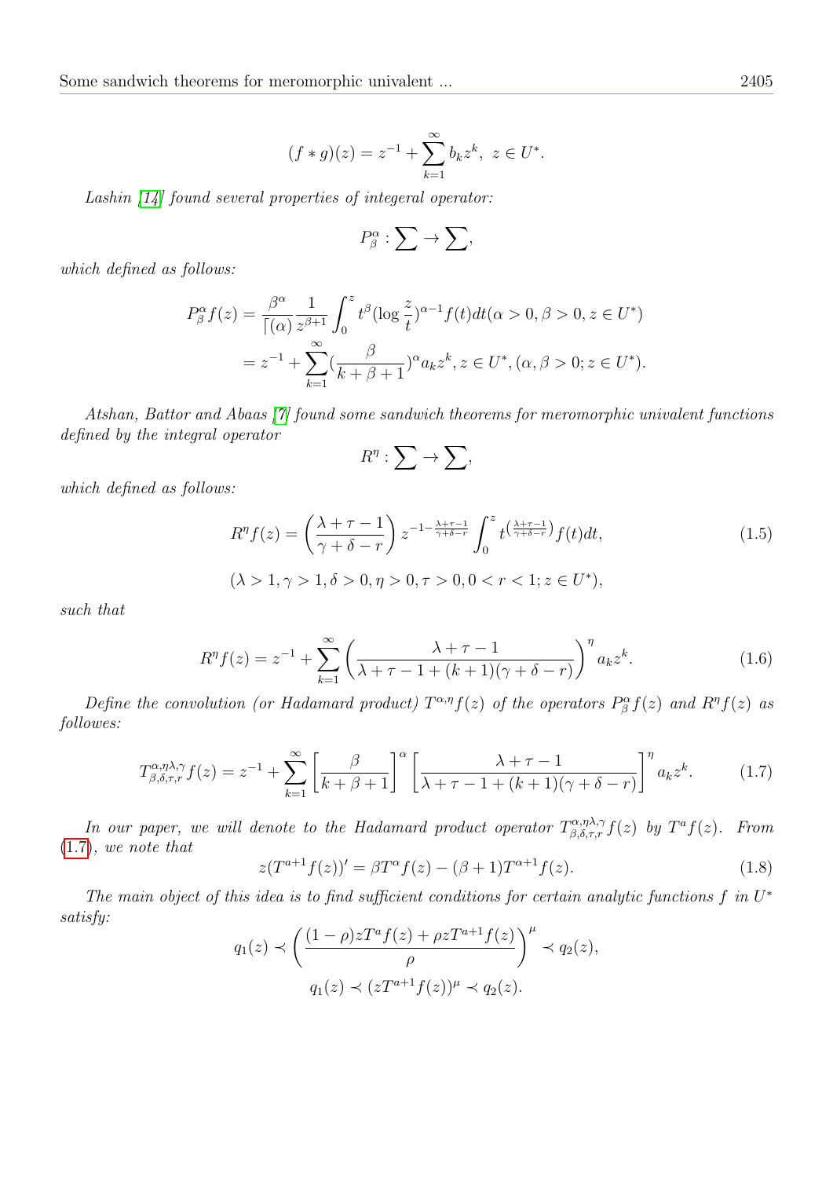$$(f * g)(z) = z^{-1} + \sum_{k=1}^{\infty} b_k z^k,\ \ z \in U^*.$$

*Lashin [14] found several properties of integeral operator:*

$$P_\beta^\alpha : \sum \to \sum,$$

*which defined as follows:*

$$\begin{aligned} P_\beta^\alpha f(z) &= \frac{\beta^\alpha}{\lceil(\alpha)} \frac{1}{z^{\beta+1}} \int_0^z t^\beta (\log \frac{z}{t})^{\alpha-1} f(t)dt (\alpha > 0, \beta > 0, z \in U^*) \\ &= z^{-1} + \sum_{k=1}^{\infty} (\frac{\beta}{k+\beta+1})^\alpha a_k z^k, z \in U^*, (\alpha, \beta > 0; z \in U^*). \end{aligned}$$

*Atshan, Battor and Abaas [7] found some sandwich theorems for meromorphic univalent functions defined by the integral operator*

$$R^\eta : \sum \to \sum,$$

*which defined as follows:*

$$R^\eta f(z) = \left(\frac{\lambda+\tau-1}{\gamma+\delta-r}\right) z^{-1-\frac{\lambda+\tau-1}{\gamma+\delta-r}} \int_0^z t^{\left(\frac{\lambda+\tau-1}{\gamma+\delta-r}\right)} f(t)dt, \tag{1.5}$$

$$(\lambda > 1, \gamma > 1, \delta > 0, \eta > 0, \tau > 0, 0 < r < 1; z \in U^*),$$

*such that*

$$R^\eta f(z) = z^{-1} + \sum_{k=1}^{\infty} \left(\frac{\lambda+\tau-1}{\lambda+\tau-1+(k+1)(\gamma+\delta-r)}\right)^\eta a_k z^k. \tag{1.6}$$

*Define the convolution (or Hadamard product) $T^{\alpha,\eta} f(z)$ of the operators $P_\beta^\alpha f(z)$ and $R^\eta f(z)$ as followes:*

$$T_{\beta,\delta,\tau,r}^{\alpha,\eta\lambda,\gamma} f(z) = z^{-1} + \sum_{k=1}^{\infty} \left[\frac{\beta}{k+\beta+1}\right]^\alpha \left[\frac{\lambda+\tau-1}{\lambda+\tau-1+(k+1)(\gamma+\delta-r)}\right]^\eta a_k z^k. \tag{1.7}$$

*In our paper, we will denote to the Hadamard product operator $T_{\beta,\delta,\tau,r}^{\alpha,\eta\lambda,\gamma} f(z)$ by $T^a f(z)$. From (1.7), we note that*

$$z(T^{a+1} f(z))' = \beta T^\alpha f(z) - (\beta+1) T^{\alpha+1} f(z). \tag{1.8}$$

*The main object of this idea is to find sufficient conditions for certain analytic functions $f$ in $U^*$ satisfy:*

$$q_1(z) \prec \left(\frac{(1-\rho)zT^a f(z) + \rho z T^{a+1} f(z)}{\rho}\right)^\mu \prec q_2(z),$$

$$q_1(z) \prec (zT^{a+1} f(z))^\mu \prec q_2(z).$$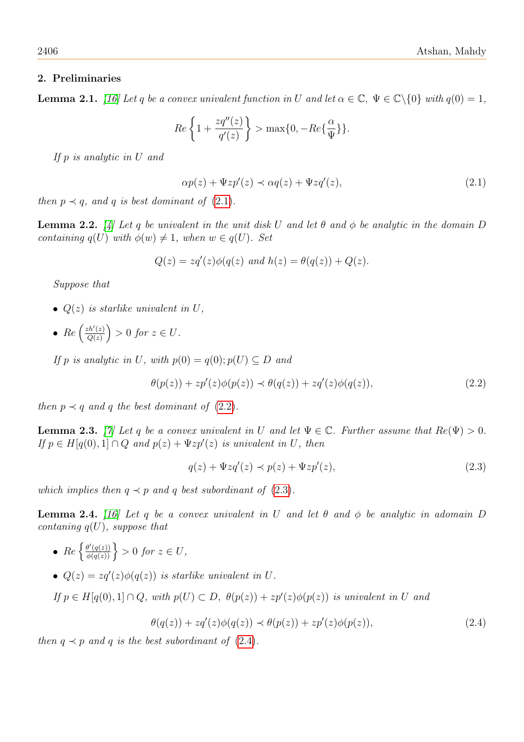## 2. Preliminaries

**Lemma 2.1.** [16] *Let $q$ be a convex univalent function in $U$ and let $\alpha \in \mathbb{C}$, $\Psi \in \mathbb{C}\backslash\{0\}$ with $q(0) = 1$,*

$$Re\left\{1 + \frac{zq''(z)}{q'(z)}\right\} > \max\{0, -Re\{\frac{\alpha}{\Psi}\}\}.$$

*If $p$ is analytic in $U$ and*

$$\alpha p(z) + \Psi zp'(z) \prec \alpha q(z) + \Psi zq'(z), \tag{2.1}$$

*then $p \prec q$, and $q$ is best dominant of (2.1).*

**Lemma 2.2.** [4] *Let $q$ be univalent in the unit disk $U$ and let $\theta$ and $\phi$ be analytic in the domain $D$ containing $q(U)$ with $\phi(w) \neq 1$, when $w \in q(U)$. Set*

$$Q(z) = zq'(z)\phi(q(z) \text{ and } h(z) = \theta(q(z)) + Q(z).$$

*Suppose that*

- *$Q(z)$ is starlike univalent in $U$,*
- *$Re\left(\frac{zh'(z)}{Q(z)}\right) > 0$ for $z \in U$.*

*If $p$ is analytic in $U$, with $p(0) = q(0); p(U) \subseteq D$ and*

$$\theta(p(z)) + zp'(z)\phi(p(z)) \prec \theta(q(z)) + zq'(z)\phi(q(z)), \tag{2.2}$$

*then $p \prec q$ and $q$ the best dominant of (2.2).*

**Lemma 2.3.** [7] *Let $q$ be a convex univalent in $U$ and let $\Psi \in \mathbb{C}$. Further assume that $Re(\Psi) > 0$. If $p \in H[q(0), 1] \cap Q$ and $p(z) + \Psi zp'(z)$ is univalent in $U$, then*

$$q(z) + \Psi zq'(z) \prec p(z) + \Psi zp'(z), \tag{2.3}$$

*which implies then $q \prec p$ and $q$ best subordinant of (2.3).*

**Lemma 2.4.** [16] *Let $q$ be a convex univalent in $U$ and let $\theta$ and $\phi$ be analytic in adomain $D$ contaning $q(U)$, suppose that*

- *$Re\left\{\frac{\theta'(q(z))}{\phi(q(z))}\right\} > 0$ for $z \in U$,*
- *$Q(z) = zq'(z)\phi(q(z))$ is starlike univalent in $U$.*

*If $p \in H[q(0), 1] \cap Q$, with $p(U) \subset D$, $\theta(p(z)) + zp'(z)\phi(p(z))$ is univalent in $U$ and*

$$\theta(q(z)) + zq'(z)\phi(q(z)) \prec \theta(p(z)) + zp'(z)\phi(p(z)), \tag{2.4}$$

*then $q \prec p$ and $q$ is the best subordinant of (2.4).*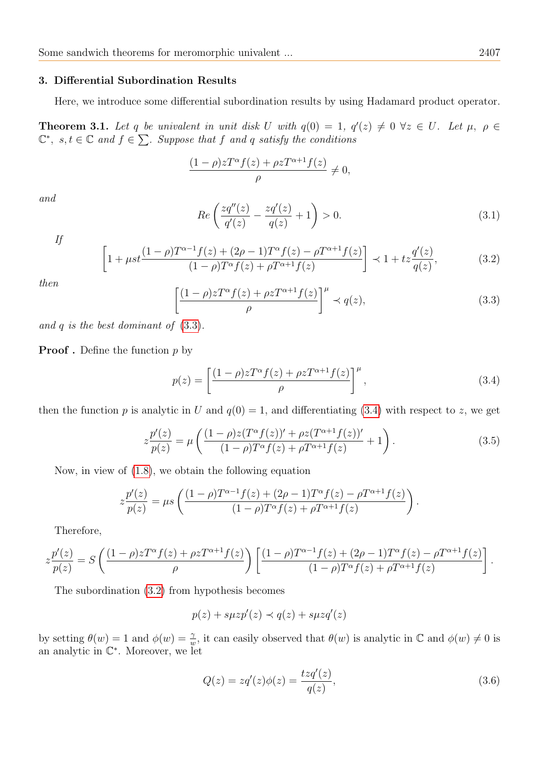## 3. Differential Subordination Results

Here, we introduce some differential subordination results by using Hadamard product operator.

**Theorem 3.1.** *Let $q$ be univalent in unit disk $U$ with $q(0) = 1$, $q'(z) \neq 0 \ \forall z \in U$. Let $\mu, \ \rho \in \mathbb{C}^*$, $s, t \in \mathbb{C}$ and $f \in \sum$. Suppose that $f$ and $q$ satisfy the conditions*

$$\frac{(1-\rho)zT^{\alpha}f(z) + \rho zT^{\alpha+1}f(z)}{\rho} \neq 0,$$

*and*

$$Re\left(\frac{zq''(z)}{q'(z)} - \frac{zq'(z)}{q(z)} + 1\right) > 0. \tag{3.1}$$

*If*

$$\left[1 + \mu st\frac{(1-\rho)T^{\alpha-1}f(z) + (2\rho-1)T^{\alpha}f(z) - \rho T^{\alpha+1}f(z)}{(1-\rho)T^{\alpha}f(z) + \rho T^{\alpha+1}f(z)}\right] \prec 1 + tz\frac{q'(z)}{q(z)}, \tag{3.2}$$

*then*

$$\left[\frac{(1-\rho)zT^{\alpha}f(z) + \rho zT^{\alpha+1}f(z)}{\rho}\right]^{\mu} \prec q(z), \tag{3.3}$$

*and $q$ is the best dominant of (3.3).*

**Proof .** Define the function $p$ by

$$p(z) = \left[\frac{(1-\rho)zT^{\alpha}f(z) + \rho zT^{\alpha+1}f(z)}{\rho}\right]^{\mu}, \tag{3.4}$$

then the function $p$ is analytic in $U$ and $q(0) = 1$, and differentiating (3.4) with respect to $z$, we get

$$z\frac{p'(z)}{p(z)} = \mu\left(\frac{(1-\rho)z(T^{\alpha}f(z))' + \rho z(T^{\alpha+1}f(z))'}{(1-\rho)T^{\alpha}f(z) + \rho T^{\alpha+1}f(z)} + 1\right). \tag{3.5}$$

Now, in view of (1.8), we obtain the following equation

$$z\frac{p'(z)}{p(z)} = \mu s\left(\frac{(1-\rho)T^{\alpha-1}f(z) + (2\rho-1)T^{\alpha}f(z) - \rho T^{\alpha+1}f(z)}{(1-\rho)T^{\alpha}f(z) + \rho T^{\alpha+1}f(z)}\right).$$

Therefore,

$$z\frac{p'(z)}{p(z)} = S\left(\frac{(1-\rho)zT^{\alpha}f(z) + \rho zT^{\alpha+1}f(z)}{\rho}\right)\left[\frac{(1-\rho)T^{\alpha-1}f(z) + (2\rho-1)T^{\alpha}f(z) - \rho T^{\alpha+1}f(z)}{(1-\rho)T^{\alpha}f(z) + \rho T^{\alpha+1}f(z)}\right].$$

The subordination (3.2) from hypothesis becomes

$$p(z) + s\mu zp'(z) \prec q(z) + s\mu zq'(z)$$

by setting $\theta(w) = 1$ and $\phi(w) = \frac{\gamma}{w}$, it can easily observed that $\theta(w)$ is analytic in $\mathbb{C}$ and $\phi(w) \neq 0$ is an analytic in $\mathbb{C}^*$. Moreover, we let

$$Q(z) = zq'(z)\phi(z) = \frac{tzq'(z)}{q(z)}, \tag{3.6}$$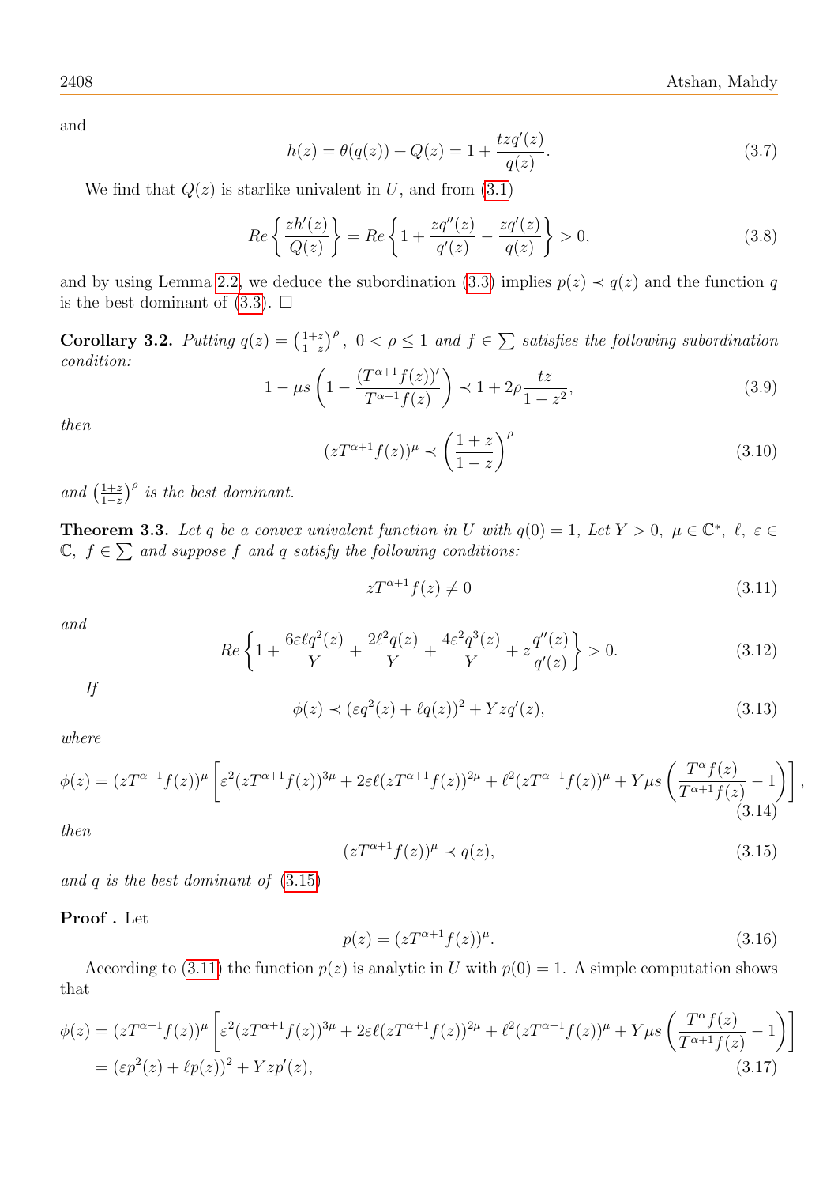and

$$h(z) = \theta(q(z)) + Q(z) = 1 + \frac{tzq'(z)}{q(z)}. \tag{3.7}$$

We find that $Q(z)$ is starlike univalent in $U$, and from (3.1)

$$Re\left\{\frac{zh'(z)}{Q(z)}\right\} = Re\left\{1 + \frac{zq''(z)}{q'(z)} - \frac{zq'(z)}{q(z)}\right\} > 0, \tag{3.8}$$

and by using Lemma 2.2, we deduce the subordination (3.3) implies $p(z) \prec q(z)$ and the function $q$ is the best dominant of (3.3). $\square$

**Corollary 3.2.** *Putting* $q(z) = \left(\frac{1+z}{1-z}\right)^{\rho}$, $0 < \rho \leq 1$ *and* $f \in \sum$ *satisfies the following subordination condition:*

$$1 - \mu s\left(1 - \frac{(T^{\alpha+1}f(z))'}{T^{\alpha+1}f(z)}\right) \prec 1 + 2\rho\frac{tz}{1-z^2}, \tag{3.9}$$

*then*

$$(zT^{\alpha+1}f(z))^{\mu} \prec \left(\frac{1+z}{1-z}\right)^{\rho} \tag{3.10}$$

*and* $\left(\frac{1+z}{1-z}\right)^{\rho}$ *is the best dominant.*

**Theorem 3.3.** *Let $q$ be a convex univalent function in $U$ with $q(0) = 1$, Let $Y > 0$, $\mu \in \mathbb{C}^*$, $\ell$, $\varepsilon \in \mathbb{C}$, $f \in \sum$ and suppose $f$ and $q$ satisfy the following conditions:*

$$zT^{\alpha+1}f(z) \neq 0 \tag{3.11}$$

*and*

$$Re\left\{1 + \frac{6\varepsilon\ell q^2(z)}{Y} + \frac{2\ell^2 q(z)}{Y} + \frac{4\varepsilon^2 q^3(z)}{Y} + z\frac{q''(z)}{q'(z)}\right\} > 0. \tag{3.12}$$

*If*

$$\phi(z) \prec (\varepsilon q^2(z) + \ell q(z))^2 + Yzq'(z), \tag{3.13}$$

*where*

$$\phi(z) = (zT^{\alpha+1}f(z))^{\mu}\left[\varepsilon^2(zT^{\alpha+1}f(z))^{3\mu} + 2\varepsilon\ell(zT^{\alpha+1}f(z))^{2\mu} + \ell^2(zT^{\alpha+1}f(z))^{\mu} + Y\mu s\left(\frac{T^{\alpha}f(z)}{T^{\alpha+1}f(z)} - 1\right)\right], \tag{3.14}$$

*then*

$$(zT^{\alpha+1}f(z))^{\mu} \prec q(z), \tag{3.15}$$

*and $q$ is the best dominant of* (3.15)

**Proof .** Let

$$p(z) = (zT^{\alpha+1}f(z))^{\mu}. \tag{3.16}$$

According to (3.11) the function $p(z)$ is analytic in $U$ with $p(0) = 1$. A simple computation shows that

$$\begin{aligned}\phi(z) &= (zT^{\alpha+1}f(z))^{\mu}\left[\varepsilon^2(zT^{\alpha+1}f(z))^{3\mu} + 2\varepsilon\ell(zT^{\alpha+1}f(z))^{2\mu} + \ell^2(zT^{\alpha+1}f(z))^{\mu} + Y\mu s\left(\frac{T^{\alpha}f(z)}{T^{\alpha+1}f(z)} - 1\right)\right] \\ &= (\varepsilon p^2(z) + \ell p(z))^2 + Yzp'(z),\end{aligned} \tag{3.17}$$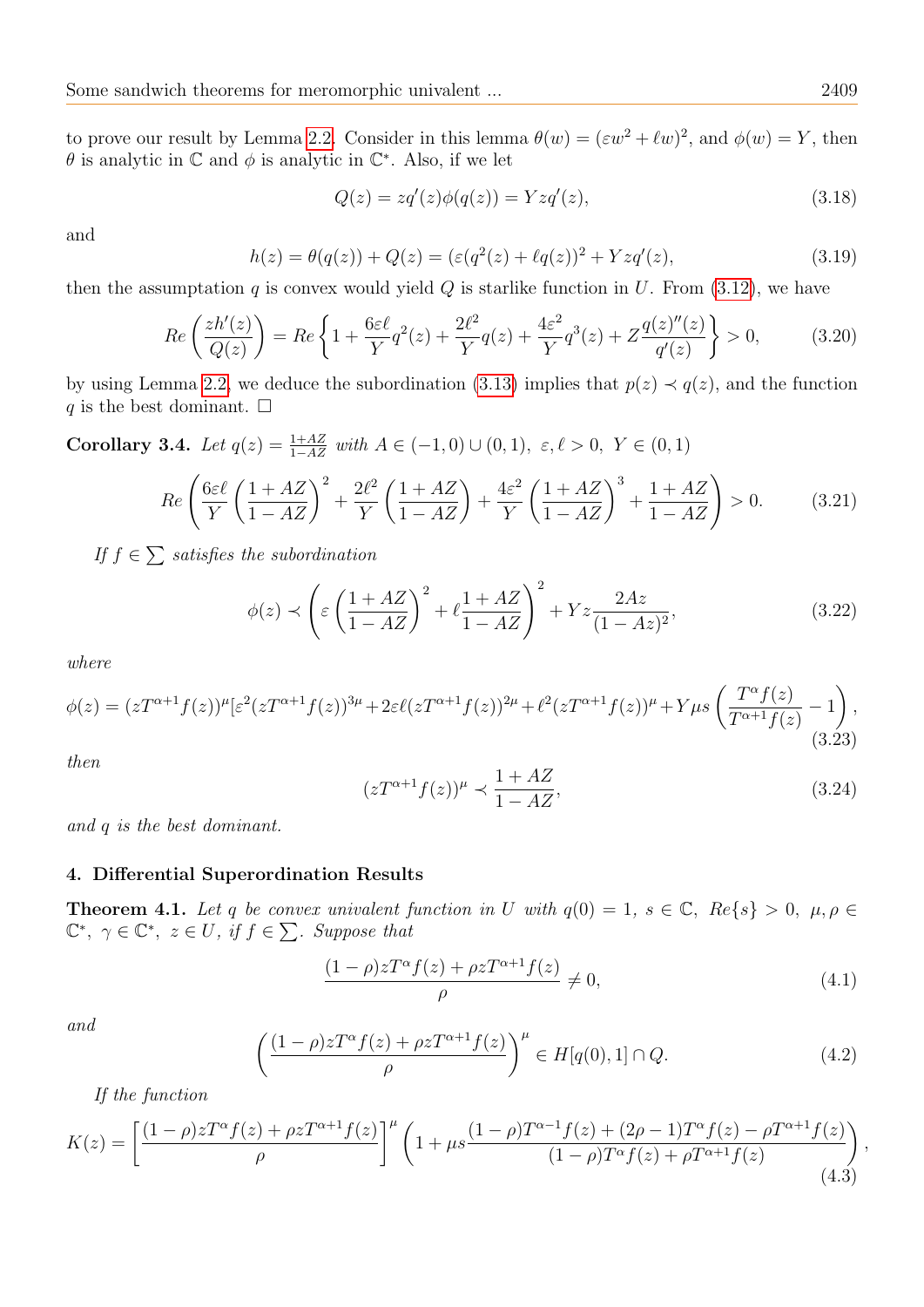to prove our result by Lemma 2.2. Consider in this lemma $\theta(w) = (\varepsilon w^2 + \ell w)^2$, and $\phi(w) = Y$, then $\theta$ is analytic in $\mathbb{C}$ and $\phi$ is analytic in $\mathbb{C}^*$. Also, if we let

$$Q(z) = zq'(z)\phi(q(z)) = Yzq'(z), \tag{3.18}$$

and

$$h(z) = \theta(q(z)) + Q(z) = (\varepsilon(q^2(z) + \ell q(z))^2 + Yzq'(z), \tag{3.19}$$

then the assumptation $q$ is convex would yield $Q$ is starlike function in $U$. From (3.12), we have

$$Re\left(\frac{zh'(z)}{Q(z)}\right) = Re\left\{1 + \frac{6\varepsilon\ell}{Y}q^2(z) + \frac{2\ell^2}{Y}q(z) + \frac{4\varepsilon^2}{Y}q^3(z) + Z\frac{q(z)''(z)}{q'(z)}\right\} > 0, \tag{3.20}$$

by using Lemma 2.2, we deduce the subordination (3.13) implies that $p(z) \prec q(z)$, and the function $q$ is the best dominant. $\square$

**Corollary 3.4.** *Let $q(z) = \frac{1+AZ}{1-AZ}$ with $A \in (-1,0) \cup (0,1)$, $\varepsilon, \ell > 0$, $Y \in (0,1)$*

$$Re\left(\frac{6\varepsilon\ell}{Y}\left(\frac{1+AZ}{1-AZ}\right)^2 + \frac{2\ell^2}{Y}\left(\frac{1+AZ}{1-AZ}\right) + \frac{4\varepsilon^2}{Y}\left(\frac{1+AZ}{1-AZ}\right)^3 + \frac{1+AZ}{1-AZ}\right) > 0. \tag{3.21}$$

*If $f \in \sum$ satisfies the subordination*

$$\phi(z) \prec \left(\varepsilon\left(\frac{1+AZ}{1-AZ}\right)^2 + \ell\frac{1+AZ}{1-AZ}\right)^2 + Yz\frac{2Az}{(1-Az)^2}, \tag{3.22}$$

*where*

$$\phi(z) = (zT^{\alpha+1}f(z))^{\mu}[\varepsilon^2(zT^{\alpha+1}f(z))^{3\mu} + 2\varepsilon\ell(zT^{\alpha+1}f(z))^{2\mu} + \ell^2(zT^{\alpha+1}f(z))^{\mu} + Y\mu s\left(\frac{T^{\alpha}f(z)}{T^{\alpha+1}f(z)} - 1\right), \tag{3.23}$$

*then*

$$(zT^{\alpha+1}f(z))^{\mu} \prec \frac{1+AZ}{1-AZ}, \tag{3.24}$$

*and $q$ is the best dominant.*

## 4. Differential Superordination Results

**Theorem 4.1.** *Let $q$ be convex univalent function in $U$ with $q(0) = 1$, $s \in \mathbb{C}$, $Re\{s\} > 0$, $\mu, \rho \in \mathbb{C}^*$, $\gamma \in \mathbb{C}^*$, $z \in U$, if $f \in \sum$. Suppose that*

$$\frac{(1-\rho)zT^{\alpha}f(z) + \rho zT^{\alpha+1}f(z)}{\rho} \neq 0, \tag{4.1}$$

*and*

$$\left(\frac{(1-\rho)zT^{\alpha}f(z) + \rho zT^{\alpha+1}f(z)}{\rho}\right)^{\mu} \in H[q(0), 1] \cap Q. \tag{4.2}$$

*If the function*

$$K(z) = \left[\frac{(1-\rho)zT^{\alpha}f(z) + \rho zT^{\alpha+1}f(z)}{\rho}\right]^{\mu}\left(1 + \mu s\frac{(1-\rho)T^{\alpha-1}f(z) + (2\rho-1)T^{\alpha}f(z) - \rho T^{\alpha+1}f(z)}{(1-\rho)T^{\alpha}f(z) + \rho T^{\alpha+1}f(z)}\right), \tag{4.3}$$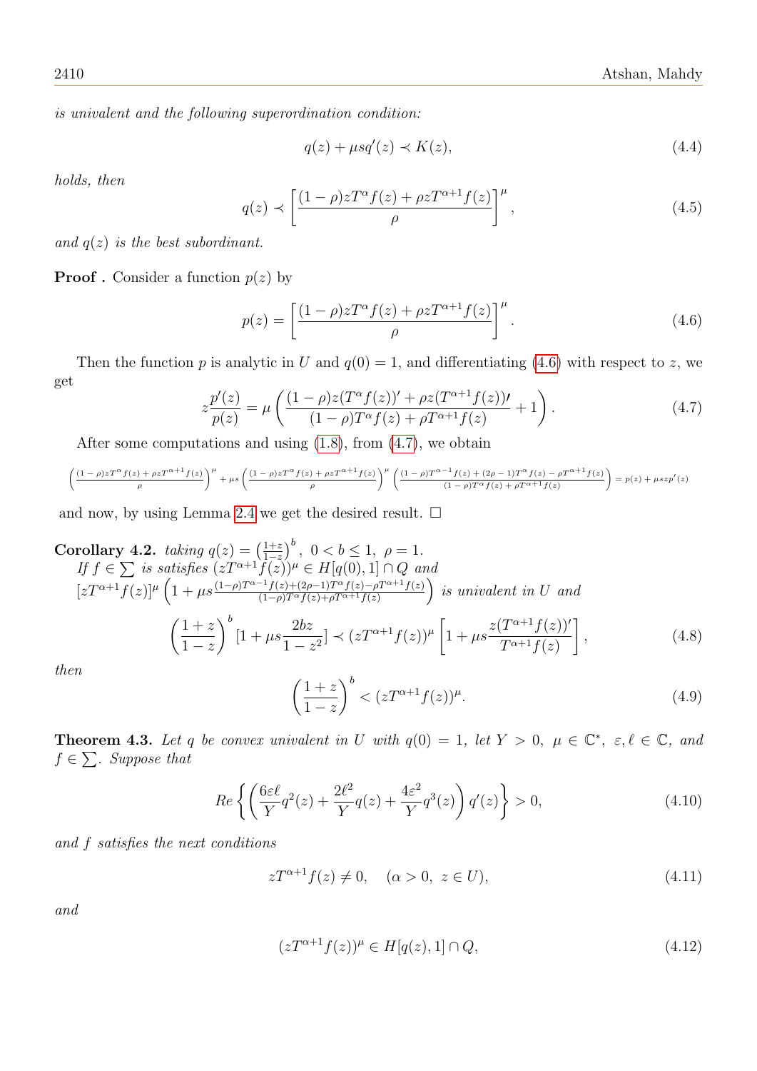*is univalent and the following superordination condition:*

$$q(z) + \mu s q'(z) \prec K(z), \tag{4.4}$$

*holds, then*

$$q(z) \prec \left[\frac{(1-\rho)zT^{\alpha}f(z) + \rho z T^{\alpha+1}f(z)}{\rho}\right]^{\mu}, \tag{4.5}$$

*and $q(z)$ is the best subordinant.*

**Proof .** Consider a function $p(z)$ by

$$p(z) = \left[\frac{(1-\rho)zT^{\alpha}f(z) + \rho z T^{\alpha+1}f(z)}{\rho}\right]^{\mu}. \tag{4.6}$$

Then the function $p$ is analytic in $U$ and $q(0) = 1$, and differentiating (4.6) with respect to $z$, we get

$$z\frac{p'(z)}{p(z)} = \mu\left(\frac{(1-\rho)z(T^{\alpha}f(z))' + \rho z(T^{\alpha+1}f(z))\prime}{(1-\rho)T^{\alpha}f(z) + \rho T^{\alpha+1}f(z)} + 1\right). \tag{4.7}$$

After some computations and using (1.8), from (4.7), we obtain

$$\left(\frac{(1-\rho)zT^{\alpha}f(z) + \rho zT^{\alpha+1}f(z)}{\rho}\right)^{\mu} + \mu s\left(\frac{(1-\rho)zT^{\alpha}f(z) + \rho zT^{\alpha+1}f(z)}{\rho}\right)^{\mu}\left(\frac{(1-\rho)T^{\alpha-1}f(z) + (2\rho-1)T^{\alpha}f(z) - \rho T^{\alpha+1}f(z)}{(1-\rho)T^{\alpha}f(z) + \rho T^{\alpha+1}f(z)}\right) = p(z) + \mu s z p'(z)$$

and now, by using Lemma 2.4 we get the desired result. $\square$

**Corollary 4.2.** *taking $q(z) = \left(\frac{1+z}{1-z}\right)^{b},\ 0 < b \leq 1,\ \rho = 1.$*
*If $f \in \sum$ is satisfies $(zT^{\alpha+1}f(z))^{\mu} \in H[q(0), 1] \cap Q$ and $[zT^{\alpha+1}f(z)]^{\mu}\left(1 + \mu s\frac{(1-\rho)T^{\alpha-1}f(z)+(2\rho-1)T^{\alpha}f(z)-\rho T^{\alpha+1}f(z)}{(1-\rho)T^{\alpha}f(z)+\rho T^{\alpha+1}f(z)}\right)$ is univalent in $U$ and*

$$\left(\frac{1+z}{1-z}\right)^{b}[1 + \mu s\frac{2bz}{1-z^2}] \prec (zT^{\alpha+1}f(z))^{\mu}\left[1 + \mu s\frac{z(T^{\alpha+1}f(z))'}{T^{\alpha+1}f(z)}\right], \tag{4.8}$$

*then*

$$\left(\frac{1+z}{1-z}\right)^{b} < (zT^{\alpha+1}f(z))^{\mu}. \tag{4.9}$$

**Theorem 4.3.** *Let $q$ be convex univalent in $U$ with $q(0) = 1$, let $Y > 0$, $\mu \in \mathbb{C}^{*}$, $\varepsilon, \ell \in \mathbb{C}$, and $f \in \sum$. Suppose that*

$$Re\left\{\left(\frac{6\varepsilon\ell}{Y}q^2(z) + \frac{2\ell^2}{Y}q(z) + \frac{4\varepsilon^2}{Y}q^3(z)\right)q'(z)\right\} > 0, \tag{4.10}$$

*and $f$ satisfies the next conditions*

$$zT^{\alpha+1}f(z) \neq 0, \quad (\alpha > 0,\ z \in U), \tag{4.11}$$

*and*

$$(zT^{\alpha+1}f(z))^{\mu} \in H[q(z), 1] \cap Q, \tag{4.12}$$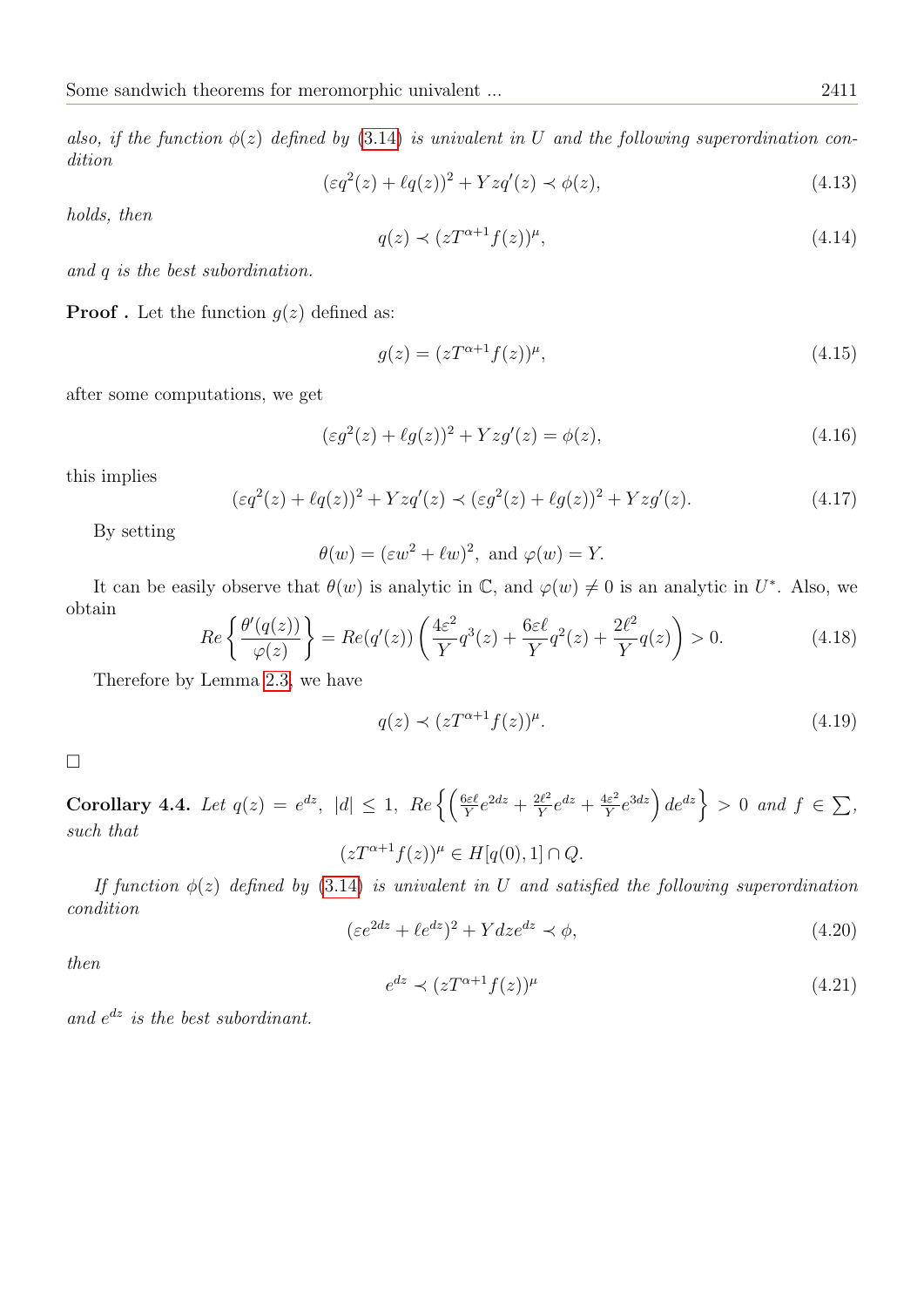*also, if the function $\phi(z)$ defined by (3.14) is univalent in $U$ and the following superordination condition*

$$(\varepsilon q^2(z) + \ell q(z))^2 + Yzq'(z) \prec \phi(z), \tag{4.13}$$

*holds, then*

$$q(z) \prec (zT^{\alpha+1}f(z))^{\mu}, \tag{4.14}$$

*and $q$ is the best subordination.*

**Proof .** Let the function $g(z)$ defined as:

$$g(z) = (zT^{\alpha+1}f(z))^{\mu}, \tag{4.15}$$

after some computations, we get

$$(\varepsilon g^2(z) + \ell g(z))^2 + Yzg'(z) = \phi(z), \tag{4.16}$$

this implies

$$(\varepsilon q^2(z) + \ell q(z))^2 + Yzq'(z) \prec (\varepsilon g^2(z) + \ell g(z))^2 + Yzg'(z). \tag{4.17}$$

By setting

$$\theta(w) = (\varepsilon w^2 + \ell w)^2, \text{ and } \varphi(w) = Y.$$

It can be easily observe that $\theta(w)$ is analytic in $\mathbb{C}$, and $\varphi(w) \neq 0$ is an analytic in $U^*$. Also, we obtain

$$Re\left\{\frac{\theta'(q(z))}{\varphi(z)}\right\} = Re(q'(z))\left(\frac{4\varepsilon^2}{Y}q^3(z) + \frac{6\varepsilon\ell}{Y}q^2(z) + \frac{2\ell^2}{Y}q(z)\right) > 0. \tag{4.18}$$

Therefore by Lemma 2.3, we have

$$q(z) \prec (zT^{\alpha+1}f(z))^{\mu}. \tag{4.19}$$

□

**Corollary 4.4.** *Let $q(z) = e^{dz}$, $|d| \leq 1$, $Re\left\{\left(\frac{6\varepsilon\ell}{Y}e^{2dz} + \frac{2\ell^2}{Y}e^{dz} + \frac{4\varepsilon^2}{Y}e^{3dz}\right)de^{dz}\right\} > 0$ and $f \in \sum$, such that*

$$(zT^{\alpha+1}f(z))^{\mu} \in H[q(0), 1] \cap Q.$$

*If function $\phi(z)$ defined by (3.14) is univalent in $U$ and satisfied the following superordination condition*

$$(\varepsilon e^{2dz} + \ell e^{dz})^2 + Ydze^{dz} \prec \phi, \tag{4.20}$$

*then*

$$e^{dz} \prec (zT^{\alpha+1}f(z))^{\mu} \tag{4.21}$$

*and $e^{dz}$ is the best subordinant.*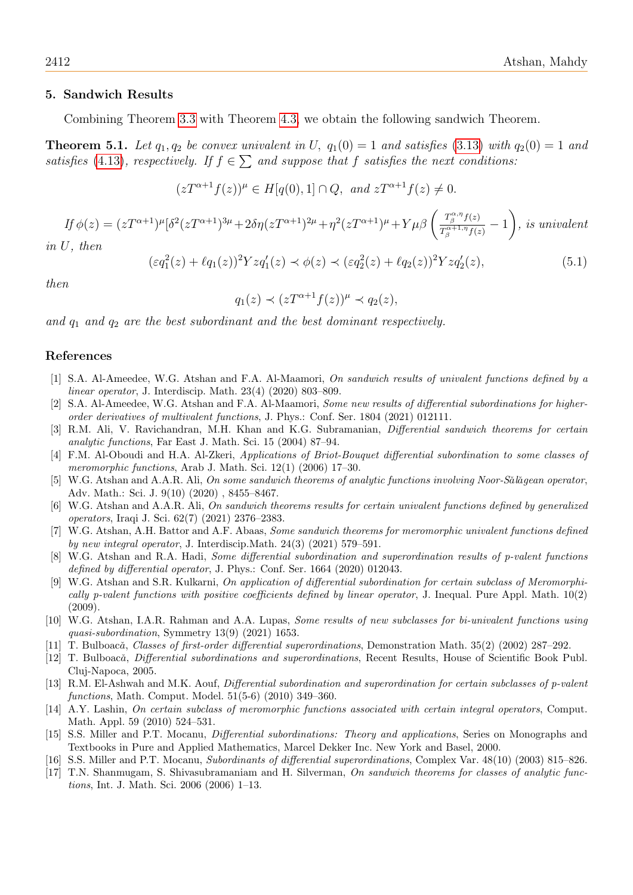## 5. Sandwich Results

Combining Theorem 3.3 with Theorem 4.3, we obtain the following sandwich Theorem.

**Theorem 5.1.** *Let $q_1, q_2$ be convex univalent in $U$, $q_1(0) = 1$ and satisfies (3.13) with $q_2(0) = 1$ and satisfies (4.13), respectively. If $f \in \sum$ and suppose that $f$ satisfies the next conditions:*

$$(zT^{\alpha+1}f(z))^{\mu} \in H[q(0), 1] \cap Q, \ \ and \ zT^{\alpha+1}f(z) \neq 0.$$

*If* $\phi(z) = (zT^{\alpha+1})^{\mu}[\delta^2(zT^{\alpha+1})^{3\mu} + 2\delta\eta(zT^{\alpha+1})^{2\mu} + \eta^2(zT^{\alpha+1})^{\mu} + Y\mu\beta\left(\frac{T_{\beta}^{\alpha,\eta}f(z)}{T_{\beta}^{\alpha+1,\eta}f(z)} - 1\right)$, *is univalent in $U$, then*

$$(\varepsilon q_1^2(z) + \ell q_1(z))^2 Y z q_1'(z) \prec \phi(z) \prec (\varepsilon q_2^2(z) + \ell q_2(z))^2 Y z q_2'(z), \tag{5.1}$$

*then*

$$q_1(z) \prec (zT^{\alpha+1}f(z))^{\mu} \prec q_2(z),$$

*and $q_1$ and $q_2$ are the best subordinant and the best dominant respectively.*

## References

[1] S.A. Al-Ameedee, W.G. Atshan and F.A. Al-Maamori, *On sandwich results of univalent functions defined by a linear operator*, J. Interdiscip. Math. 23(4) (2020) 803–809.

[2] S.A. Al-Ameedee, W.G. Atshan and F.A. Al-Maamori, *Some new results of differential subordinations for higher-order derivatives of multivalent functions*, J. Phys.: Conf. Ser. 1804 (2021) 012111.

[3] R.M. Ali, V. Ravichandran, M.H. Khan and K.G. Subramanian, *Differential sandwich theorems for certain analytic functions*, Far East J. Math. Sci. 15 (2004) 87–94.

[4] F.M. Al-Oboudi and H.A. Al-Zkeri, *Applications of Briot-Bouquet differential subordination to some classes of meromorphic functions*, Arab J. Math. Sci. 12(1) (2006) 17–30.

[5] W.G. Atshan and A.A.R. Ali, *On some sandwich theorems of analytic functions involving Noor-Sălăgean operator*, Adv. Math.: Sci. J. 9(10) (2020) , 8455–8467.

[6] W.G. Atshan and A.A.R. Ali, *On sandwich theorems results for certain univalent functions defined by generalized operators*, Iraqi J. Sci. 62(7) (2021) 2376–2383.

[7] W.G. Atshan, A.H. Battor and A.F. Abaas, *Some sandwich theorems for meromorphic univalent functions defined by new integral operator*, J. Interdiscip.Math. 24(3) (2021) 579–591.

[8] W.G. Atshan and R.A. Hadi, *Some differential subordination and superordination results of p-valent functions defined by differential operator*, J. Phys.: Conf. Ser. 1664 (2020) 012043.

[9] W.G. Atshan and S.R. Kulkarni, *On application of differential subordination for certain subclass of Meromorphically p-valent functions with positive coefficients defined by linear operator*, J. Inequal. Pure Appl. Math. 10(2) (2009).

[10] W.G. Atshan, I.A.R. Rahman and A.A. Lupas, *Some results of new subclasses for bi-univalent functions using quasi-subordination*, Symmetry 13(9) (2021) 1653.

[11] T. Bulboacă, *Classes of first-order differential superordinations*, Demonstration Math. 35(2) (2002) 287–292.

[12] T. Bulboacă, *Differential subordinations and superordinations*, Recent Results, House of Scientific Book Publ. Cluj-Napoca, 2005.

[13] R.M. El-Ashwah and M.K. Aouf, *Differential subordination and superordination for certain subclasses of p-valent functions*, Math. Comput. Model. 51(5-6) (2010) 349–360.

[14] A.Y. Lashin, *On certain subclass of meromorphic functions associated with certain integral operators*, Comput. Math. Appl. 59 (2010) 524–531.

[15] S.S. Miller and P.T. Mocanu, *Differential subordinations: Theory and applications*, Series on Monographs and Textbooks in Pure and Applied Mathematics, Marcel Dekker Inc. New York and Basel, 2000.

[16] S.S. Miller and P.T. Mocanu, *Subordinants of differential superordinations*, Complex Var. 48(10) (2003) 815–826.

[17] T.N. Shanmugam, S. Shivasubramaniam and H. Silverman, *On sandwich theorems for classes of analytic functions*, Int. J. Math. Sci. 2006 (2006) 1–13.